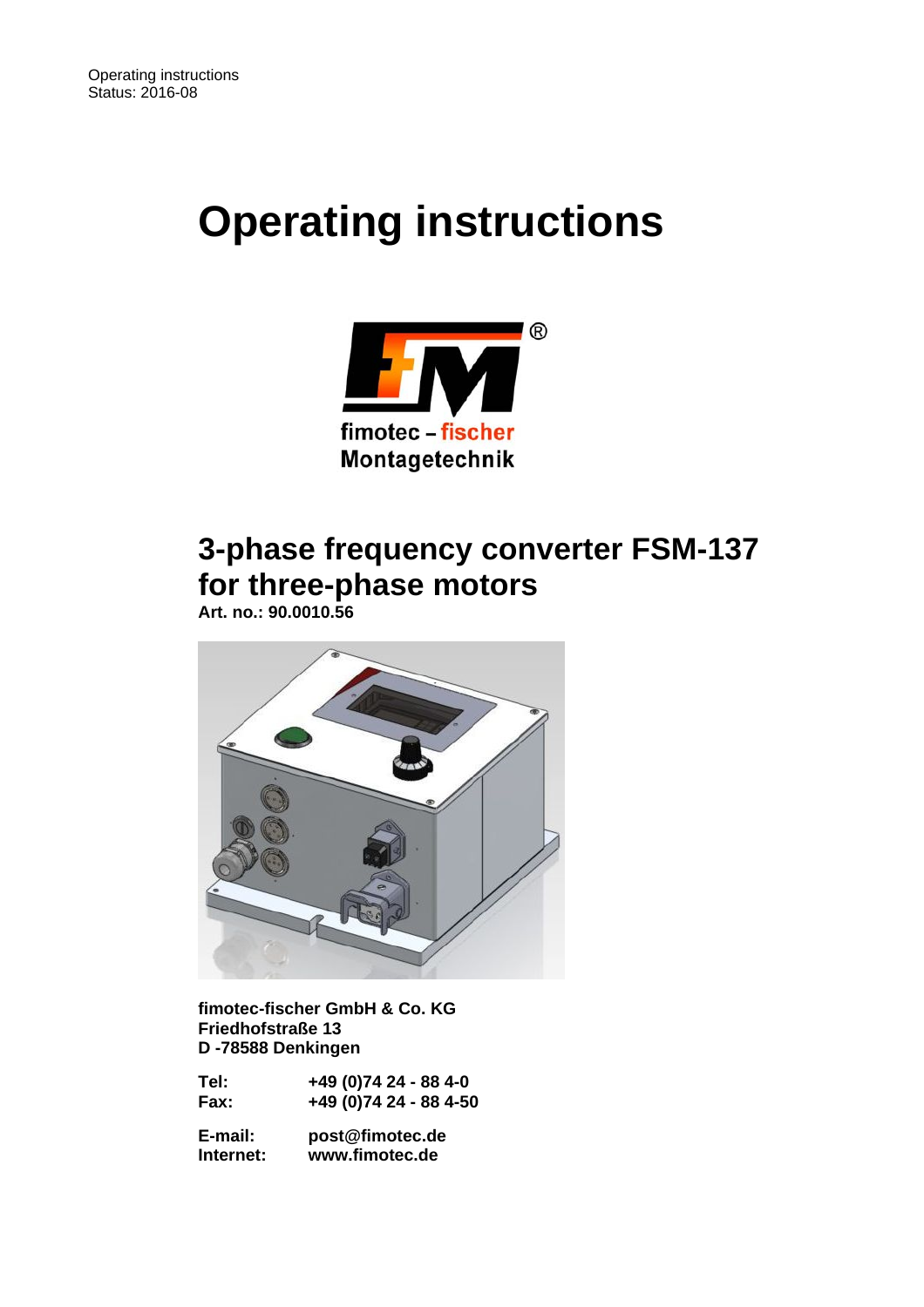Operating instructions
Status: 2016-08

# Operating instructions

fimotec – fischer
Montagetechnik

## 3-phase frequency converter FSM-137 for three-phase motors

**Art. no.: 90.0010.56**

**fimotec-fischer GmbH & Co. KG**
**Friedhofstraße 13**
**D -78588 Denkingen**

| | |
|---|---|
| **Tel:** | **+49 (0)74 24 - 88 4-0** |
| **Fax:** | **+49 (0)74 24 - 88 4-50** |

| | |
|---|---|
| **E-mail:** | **post@fimotec.de** |
| **Internet:** | **www.fimotec.de** |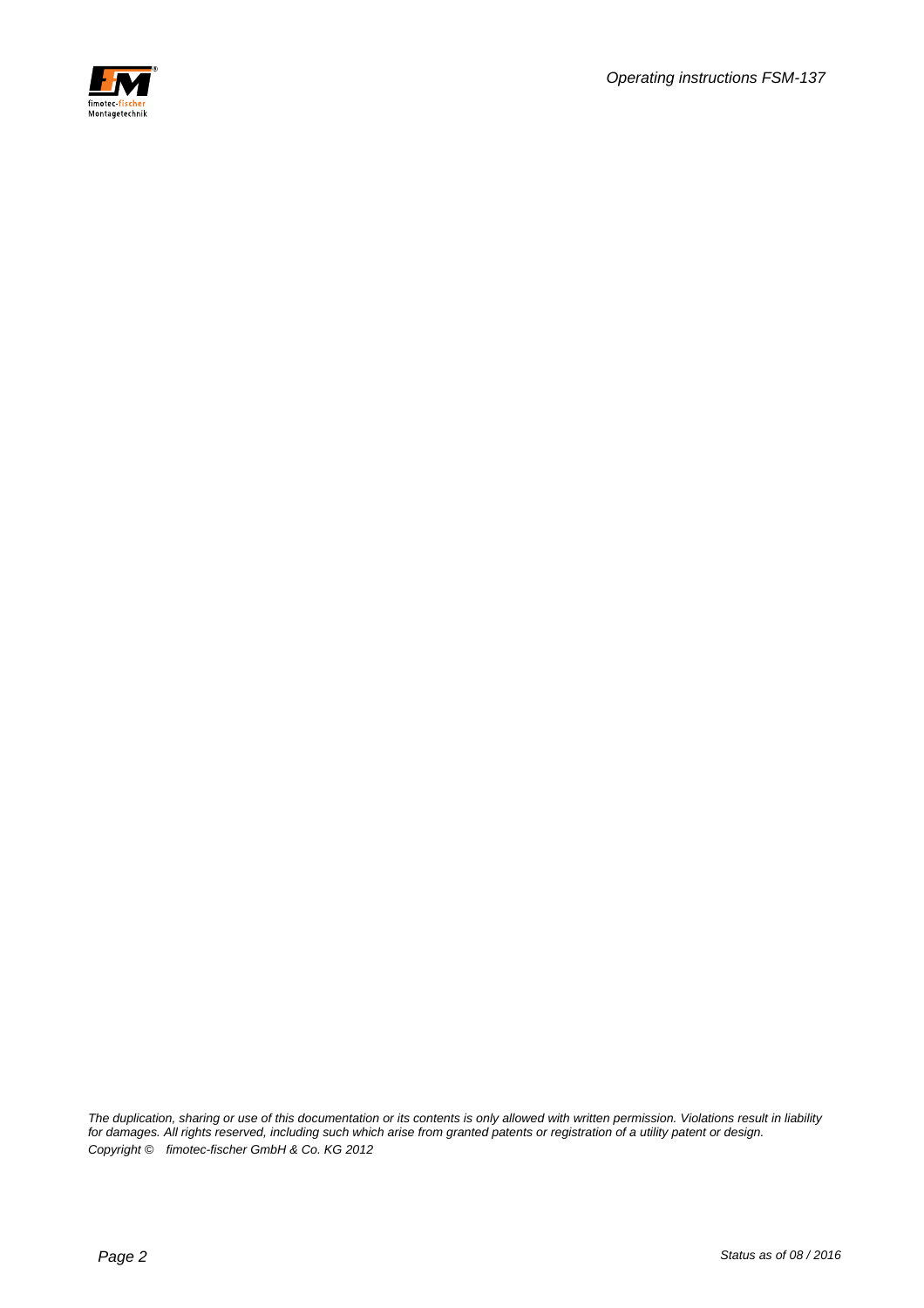*The duplication, sharing or use of this documentation or its contents is only allowed with written permission. Violations result in liability for damages. All rights reserved, including such which arise from granted patents or registration of a utility patent or design.*

*Copyright © fimotec-fischer GmbH & Co. KG 2012*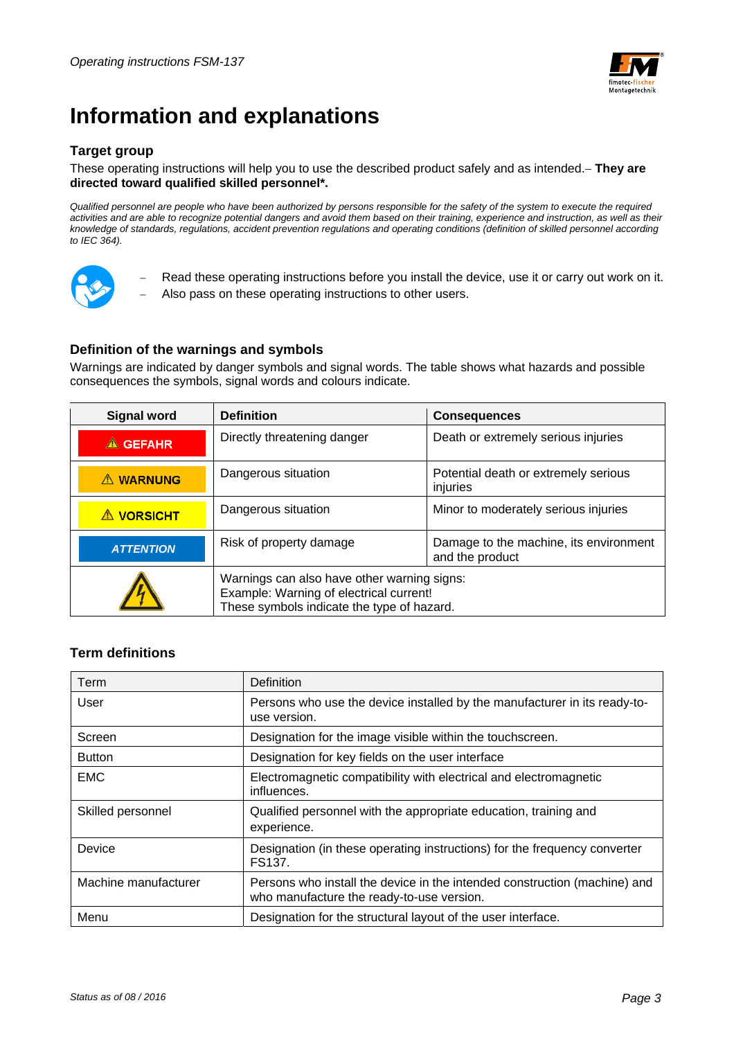# Information and explanations

## Target group

These operating instructions will help you to use the described product safely and as intended.– **They are directed toward qualified skilled personnel*.**

*Qualified personnel are people who have been authorized by persons responsible for the safety of the system to execute the required activities and are able to recognize potential dangers and avoid them based on their training, experience and instruction, as well as their knowledge of standards, regulations, accident prevention regulations and operating conditions (definition of skilled personnel according to IEC 364).*

- Read these operating instructions before you install the device, use it or carry out work on it.
- Also pass on these operating instructions to other users.

## Definition of the warnings and symbols

Warnings are indicated by danger symbols and signal words. The table shows what hazards and possible consequences the symbols, signal words and colours indicate.

| Signal word | Definition | Consequences |
|---|---|---|
| ⚠ GEFAHR | Directly threatening danger | Death or extremely serious injuries |
| ⚠ WARNUNG | Dangerous situation | Potential death or extremely serious injuries |
| ⚠ VORSICHT | Dangerous situation | Minor to moderately serious injuries |
| *ATTENTION* | Risk of property damage | Damage to the machine, its environment and the product |
| ⚠ | Warnings can also have other warning signs:<br>Example: Warning of electrical current!<br>These symbols indicate the type of hazard. | |

## Term definitions

| Term | Definition |
|---|---|
| User | Persons who use the device installed by the manufacturer in its ready-to-use version. |
| Screen | Designation for the image visible within the touchscreen. |
| Button | Designation for key fields on the user interface |
| EMC | Electromagnetic compatibility with electrical and electromagnetic influences. |
| Skilled personnel | Qualified personnel with the appropriate education, training and experience. |
| Device | Designation (in these operating instructions) for the frequency converter FS137. |
| Machine manufacturer | Persons who install the device in the intended construction (machine) and who manufacture the ready-to-use version. |
| Menu | Designation for the structural layout of the user interface. |

*Status as of 08 / 2016*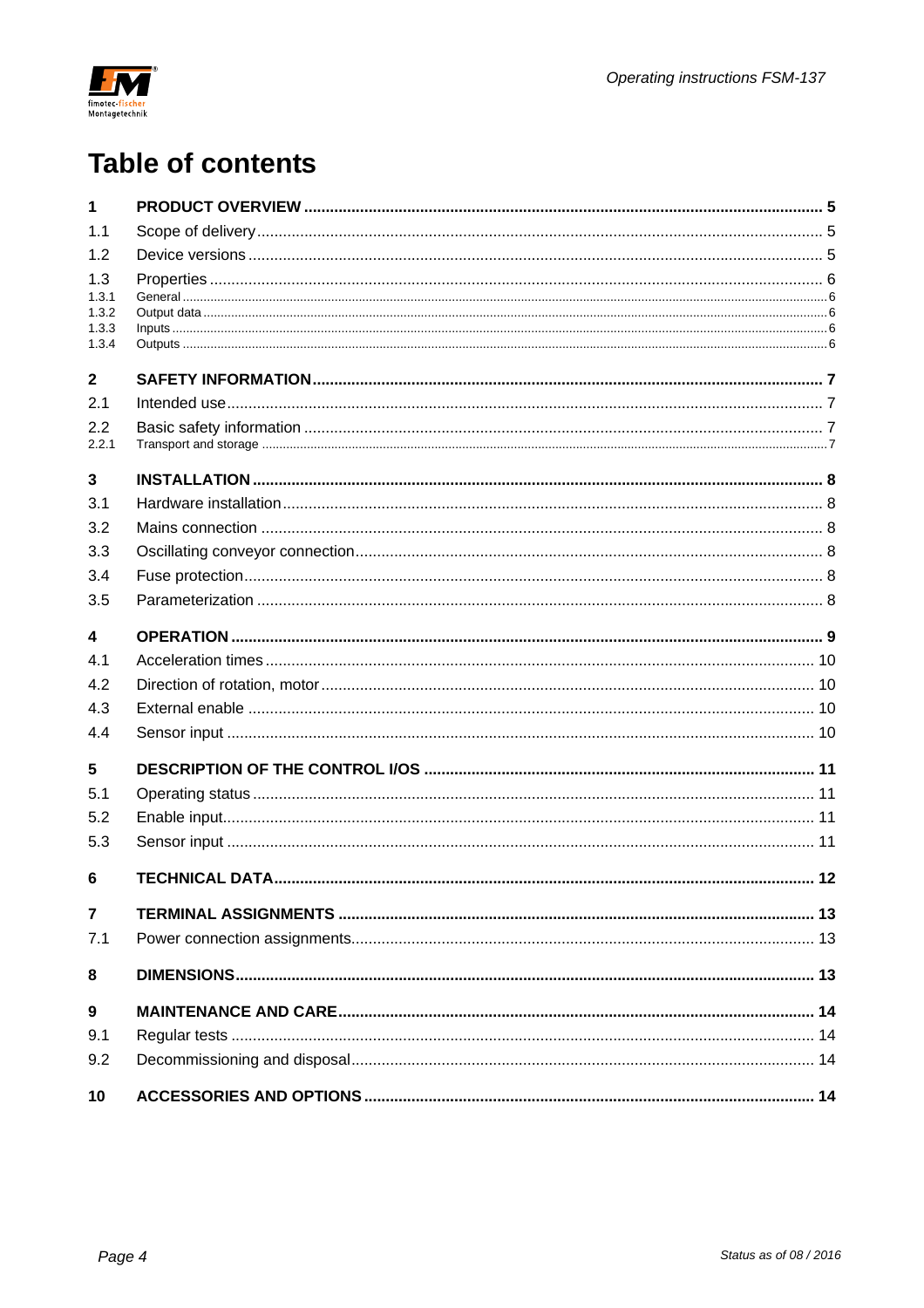# Table of contents

| | | |
|---|---|---|
| **1** | **PRODUCT OVERVIEW** | **5** |
| 1.1 | Scope of delivery | 5 |
| 1.2 | Device versions | 5 |
| 1.3 | Properties | 6 |
| 1.3.1 | General | 6 |
| 1.3.2 | Output data | 6 |
| 1.3.3 | Inputs | 6 |
| 1.3.4 | Outputs | 6 |
| **2** | **SAFETY INFORMATION** | **7** |
| 2.1 | Intended use | 7 |
| 2.2 | Basic safety information | 7 |
| 2.2.1 | Transport and storage | 7 |
| **3** | **INSTALLATION** | **8** |
| 3.1 | Hardware installation | 8 |
| 3.2 | Mains connection | 8 |
| 3.3 | Oscillating conveyor connection | 8 |
| 3.4 | Fuse protection | 8 |
| 3.5 | Parameterization | 8 |
| **4** | **OPERATION** | **9** |
| 4.1 | Acceleration times | 10 |
| 4.2 | Direction of rotation, motor | 10 |
| 4.3 | External enable | 10 |
| 4.4 | Sensor input | 10 |
| **5** | **DESCRIPTION OF THE CONTROL I/OS** | **11** |
| 5.1 | Operating status | 11 |
| 5.2 | Enable input | 11 |
| 5.3 | Sensor input | 11 |
| **6** | **TECHNICAL DATA** | **12** |
| **7** | **TERMINAL ASSIGNMENTS** | **13** |
| 7.1 | Power connection assignments | 13 |
| **8** | **DIMENSIONS** | **13** |
| **9** | **MAINTENANCE AND CARE** | **14** |
| 9.1 | Regular tests | 14 |
| 9.2 | Decommissioning and disposal | 14 |
| **10** | **ACCESSORIES AND OPTIONS** | **14** |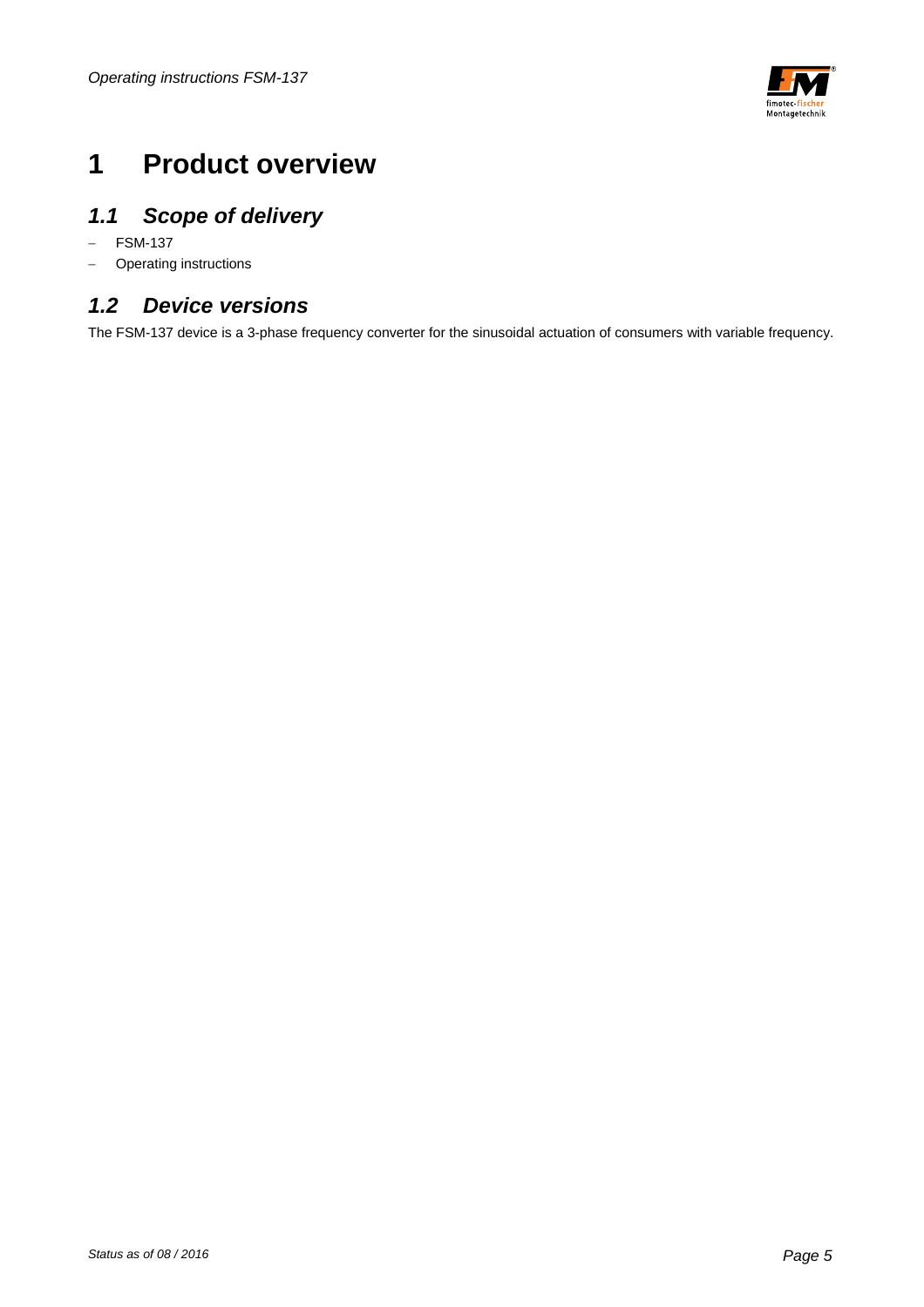# 1 Product overview

## 1.1 Scope of delivery

- FSM-137
- Operating instructions

## 1.2 Device versions

The FSM-137 device is a 3-phase frequency converter for the sinusoidal actuation of consumers with variable frequency.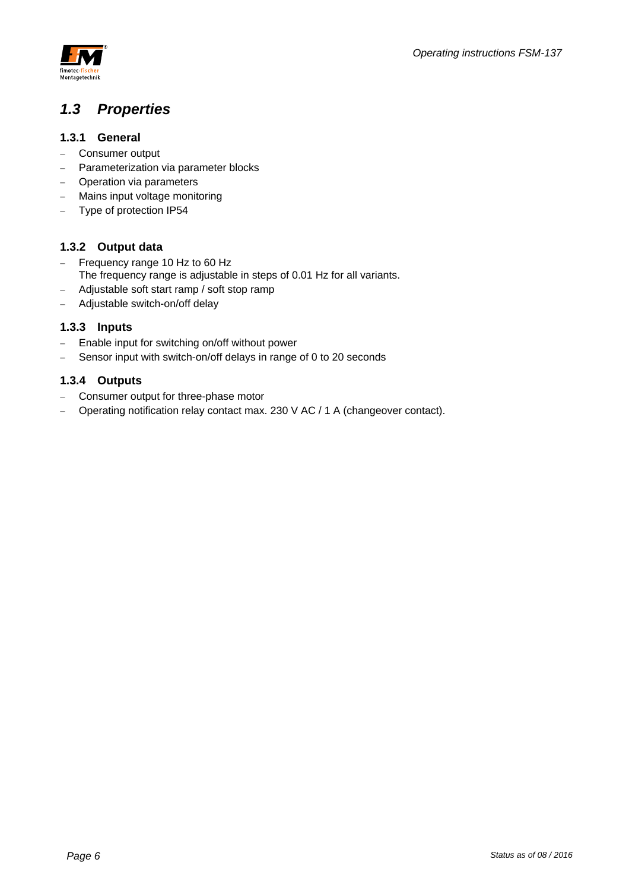## 1.3 Properties

### 1.3.1 General

- Consumer output
- Parameterization via parameter blocks
- Operation via parameters
- Mains input voltage monitoring
- Type of protection IP54

### 1.3.2 Output data

- Frequency range 10 Hz to 60 Hz
  The frequency range is adjustable in steps of 0.01 Hz for all variants.
- Adjustable soft start ramp / soft stop ramp
- Adjustable switch-on/off delay

### 1.3.3 Inputs

- Enable input for switching on/off without power
- Sensor input with switch-on/off delays in range of 0 to 20 seconds

### 1.3.4 Outputs

- Consumer output for three-phase motor
- Operating notification relay contact max. 230 V AC / 1 A (changeover contact).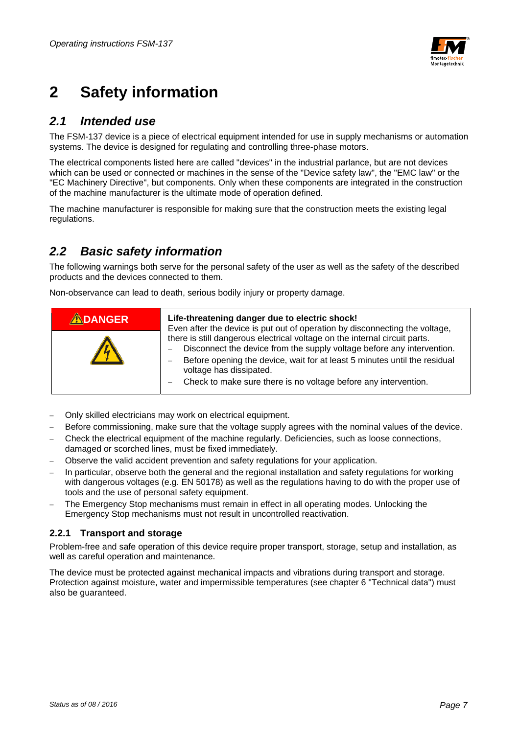# 2 Safety information

## *2.1 Intended use*

The FSM-137 device is a piece of electrical equipment intended for use in supply mechanisms or automation systems. The device is designed for regulating and controlling three-phase motors.

The electrical components listed here are called "devices" in the industrial parlance, but are not devices which can be used or connected or machines in the sense of the "Device safety law", the "EMC law" or the "EC Machinery Directive", but components. Only when these components are integrated in the construction of the machine manufacturer is the ultimate mode of operation defined.

The machine manufacturer is responsible for making sure that the construction meets the existing legal regulations.

## *2.2 Basic safety information*

The following warnings both serve for the personal safety of the user as well as the safety of the described products and the devices connected to them.

Non-observance can lead to death, serious bodily injury or property damage.

| DANGER | **Life-threatening danger due to electric shock!**<br>Even after the device is put out of operation by disconnecting the voltage, there is still dangerous electrical voltage on the internal circuit parts.<br>– Disconnect the device from the supply voltage before any intervention.<br>– Before opening the device, wait for at least 5 minutes until the residual voltage has dissipated.<br>– Check to make sure there is no voltage before any intervention. |
|---|---|

- Only skilled electricians may work on electrical equipment.
- Before commissioning, make sure that the voltage supply agrees with the nominal values of the device.
- Check the electrical equipment of the machine regularly. Deficiencies, such as loose connections, damaged or scorched lines, must be fixed immediately.
- Observe the valid accident prevention and safety regulations for your application.
- In particular, observe both the general and the regional installation and safety regulations for working with dangerous voltages (e.g. EN 50178) as well as the regulations having to do with the proper use of tools and the use of personal safety equipment.
- The Emergency Stop mechanisms must remain in effect in all operating modes. Unlocking the Emergency Stop mechanisms must not result in uncontrolled reactivation.

### 2.2.1 Transport and storage

Problem-free and safe operation of this device require proper transport, storage, setup and installation, as well as careful operation and maintenance.

The device must be protected against mechanical impacts and vibrations during transport and storage. Protection against moisture, water and impermissible temperatures (see chapter 6 "Technical data") must also be guaranteed.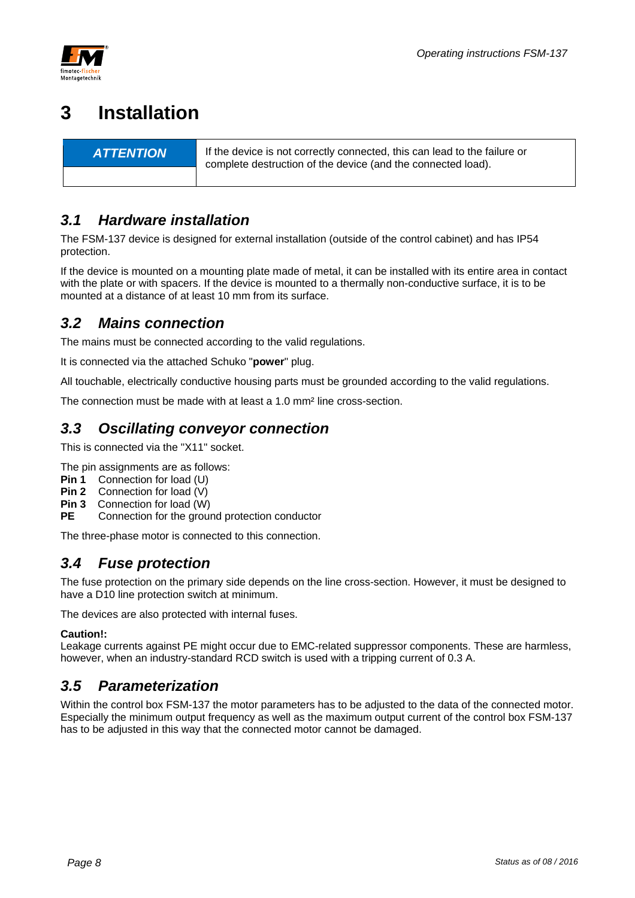# 3 Installation

| **ATTENTION** | If the device is not correctly connected, this can lead to the failure or complete destruction of the device (and the connected load). |
|---|---|

## *3.1 Hardware installation*

The FSM-137 device is designed for external installation (outside of the control cabinet) and has IP54 protection.

If the device is mounted on a mounting plate made of metal, it can be installed with its entire area in contact with the plate or with spacers. If the device is mounted to a thermally non-conductive surface, it is to be mounted at a distance of at least 10 mm from its surface.

## *3.2 Mains connection*

The mains must be connected according to the valid regulations.

It is connected via the attached Schuko "**power**" plug.

All touchable, electrically conductive housing parts must be grounded according to the valid regulations.

The connection must be made with at least a 1.0 mm² line cross-section.

## *3.3 Oscillating conveyor connection*

This is connected via the "X11" socket.

The pin assignments are as follows:
**Pin 1** Connection for load (U)
**Pin 2** Connection for load (V)
**Pin 3** Connection for load (W)
**PE** Connection for the ground protection conductor

The three-phase motor is connected to this connection.

## *3.4 Fuse protection*

The fuse protection on the primary side depends on the line cross-section. However, it must be designed to have a D10 line protection switch at minimum.

The devices are also protected with internal fuses.

**Caution!:**
Leakage currents against PE might occur due to EMC-related suppressor components. These are harmless, however, when an industry-standard RCD switch is used with a tripping current of 0.3 A.

## *3.5 Parameterization*

Within the control box FSM-137 the motor parameters has to be adjusted to the data of the connected motor. Especially the minimum output frequency as well as the maximum output current of the control box FSM-137 has to be adjusted in this way that the connected motor cannot be damaged.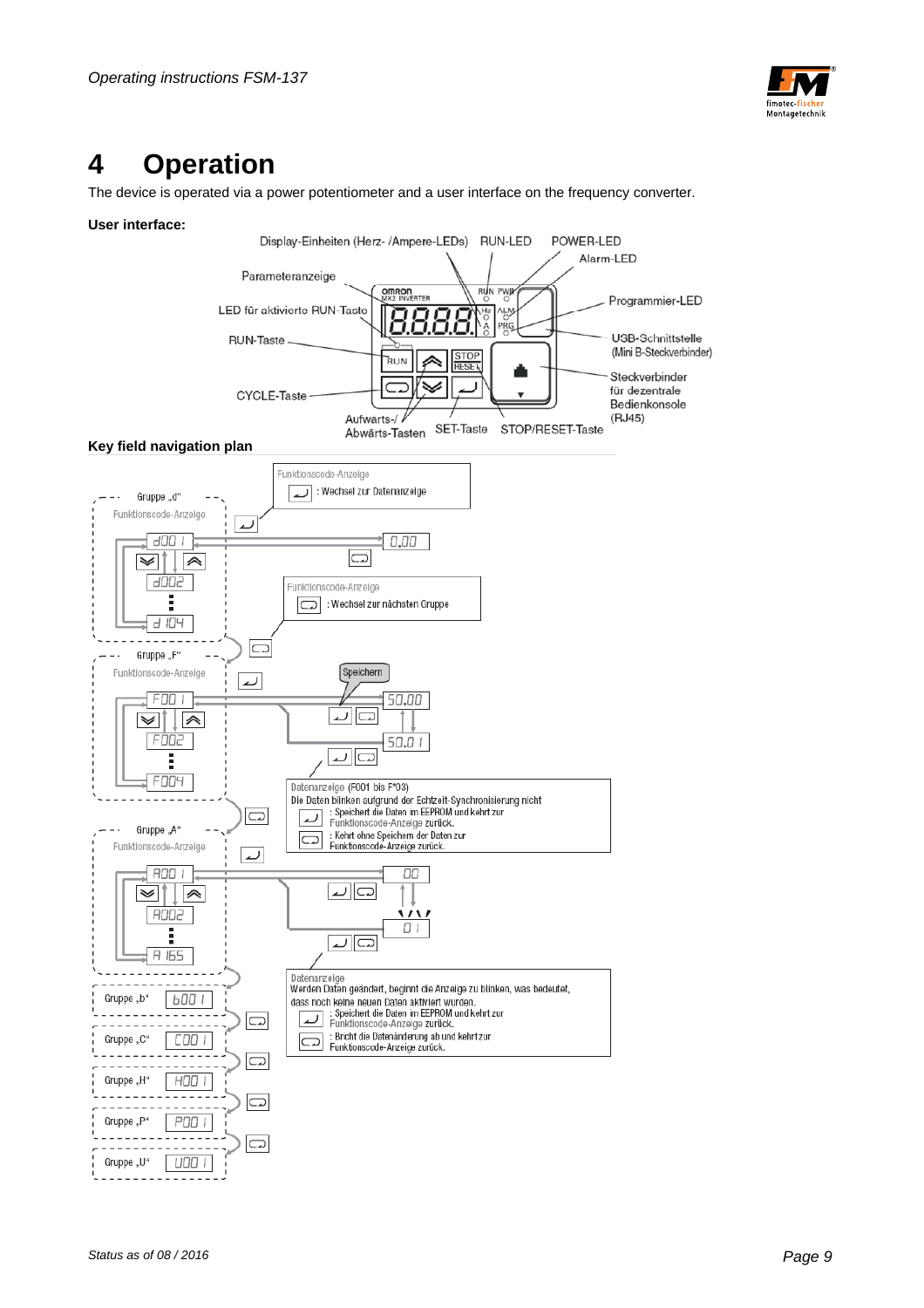# 4 Operation

The device is operated via a power potentiometer and a user interface on the frequency converter.

**User interface:**

Display-Einheiten (Herz- /Ampere-LEDs) RUN-LED POWER-LED

Alarm-LED

Parameteranzeige

LED für aktivierte RUN-Taste

Programmier-LED

RUN-Taste

USB-Schnittstelle (Mini B-Steckverbinder)

Steckverbinder für dezentrale Bedienkonsole (RJ45)

CYCLE-Taste

Aufwärts-/ Abwärts-Tasten

SET-Taste

STOP/RESET-Taste

**Key field navigation plan**

Funktionscode-Anzeige
: Wechsel zur Datenanzeige

Gruppe „d"
Funktionscode-Anzeige
d001 … d002 … d104 → 0.00

Funktionscode-Anzeige
: Wechsel zur nächsten Gruppe

Gruppe „F"
Funktionscode-Anzeige
F001 … F002 … F004 → 50.00 / 50.01

Speichern

Datenanzeige (F001 bis F*03)
Die Daten blinken aufgrund der Echtzeit-Synchronisierung nicht
: Speichert die Daten im EEPROM und kehrt zur Funktionscode-Anzeige zurück.
: Kehrt ohne Speichern der Daten zur Funktionscode-Anzeige zurück.

Gruppe „A"
Funktionscode-Anzeige
A001 … A002 … A165 → 00 / 01

Datenanzeige
Werden Daten geändert, beginnt die Anzeige zu blinken, was bedeutet, dass noch keine neuen Daten aktiviert wurden.
: Speichert die Daten im EEPROM und kehrt zur Funktionscode-Anzeige zurück.
: Bricht die Datenänderung ab und kehrt zur Funktionscode-Anzeige zurück.

Gruppe „b" b001

Gruppe „C" C001

Gruppe „H" H001

Gruppe „P" P001

Gruppe „U" U001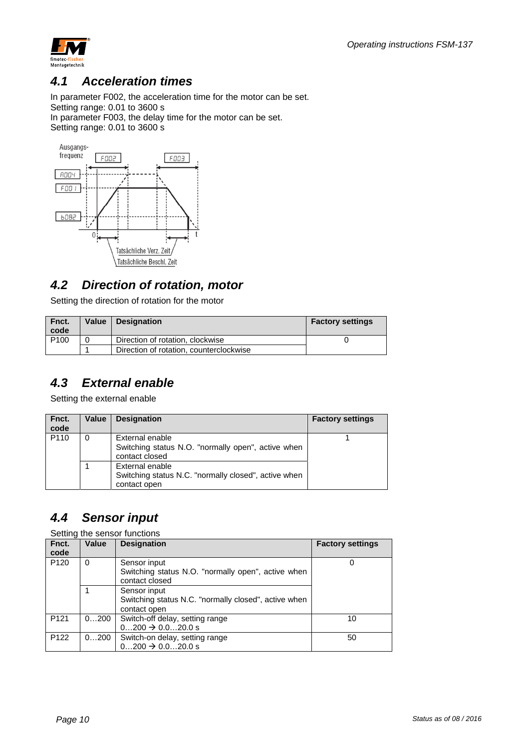## 4.1 Acceleration times

In parameter F002, the acceleration time for the motor can be set.
Setting range: 0.01 to 3600 s
In parameter F003, the delay time for the motor can be set.
Setting range: 0.01 to 3600 s

## 4.2 Direction of rotation, motor

Setting the direction of rotation for the motor

| Fnct. code | Value | Designation | Factory settings |
|---|---|---|---|
| P100 | 0 | Direction of rotation, clockwise | 0 |
| | 1 | Direction of rotation, counterclockwise | |

## 4.3 External enable

Setting the external enable

| Fnct. code | Value | Designation | Factory settings |
|---|---|---|---|
| P110 | 0 | External enable<br>Switching status N.O. "normally open", active when contact closed | 1 |
| | 1 | External enable<br>Switching status N.C. "normally closed", active when contact open | |

## 4.4 Sensor input

Setting the sensor functions

| Fnct. code | Value | Designation | Factory settings |
|---|---|---|---|
| P120 | 0 | Sensor input<br>Switching status N.O. "normally open", active when contact closed | 0 |
| | 1 | Sensor input<br>Switching status N.C. "normally closed", active when contact open | |
| P121 | 0…200 | Switch-off delay, setting range<br>0…200 → 0.0…20.0 s | 10 |
| P122 | 0…200 | Switch-on delay, setting range<br>0…200 → 0.0…20.0 s | 50 |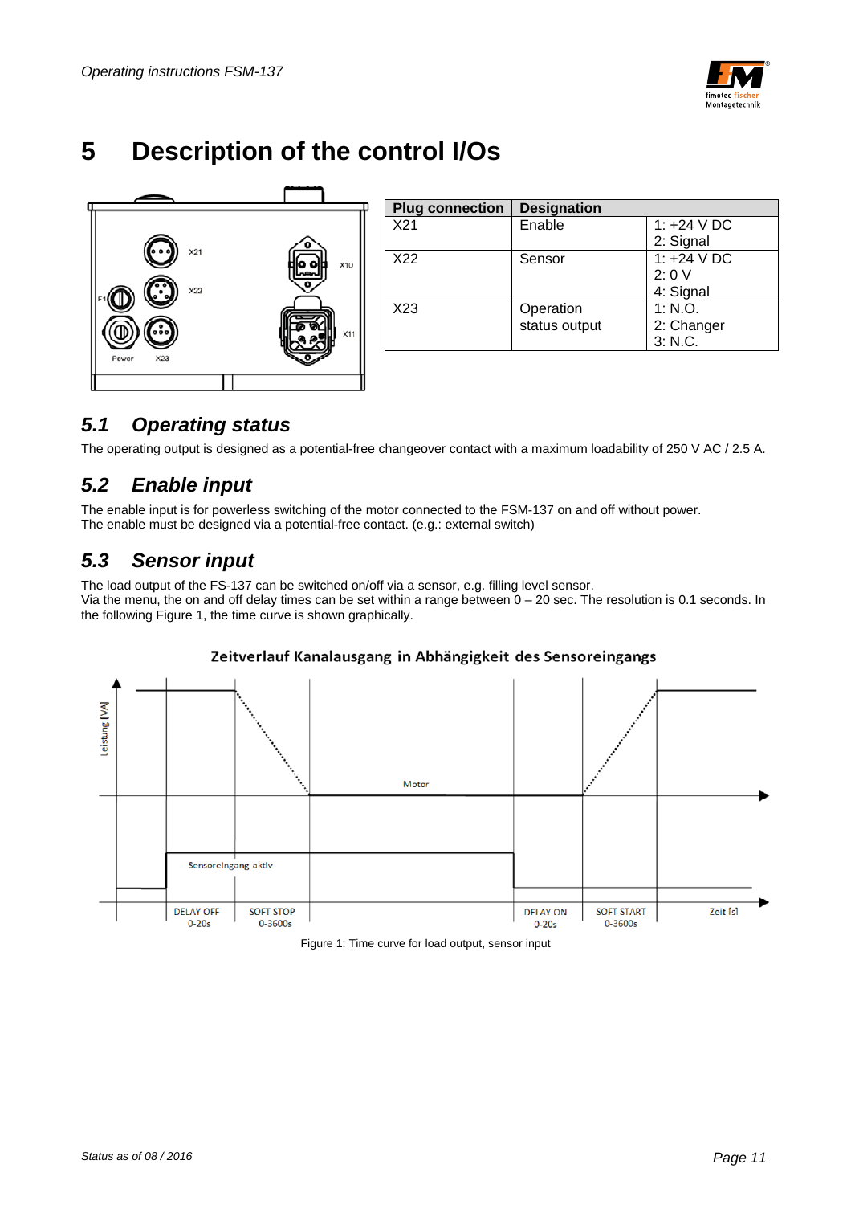# 5 Description of the control I/Os

| Plug connection | Designation | |
|---|---|---|
| X21 | Enable | 1: +24 V DC<br>2: Signal |
| X22 | Sensor | 1: +24 V DC<br>2: 0 V<br>4: Signal |
| X23 | Operation status output | 1: N.O.<br>2: Changer<br>3: N.C. |

## 5.1 Operating status

The operating output is designed as a potential-free changeover contact with a maximum loadability of 250 V AC / 2.5 A.

## 5.2 Enable input

The enable input is for powerless switching of the motor connected to the FSM-137 on and off without power.
The enable must be designed via a potential-free contact. (e.g.: external switch)

## 5.3 Sensor input

The load output of the FS-137 can be switched on/off via a sensor, e.g. filling level sensor.
Via the menu, the on and off delay times can be set within a range between 0 – 20 sec. The resolution is 0.1 seconds. In the following Figure 1, the time curve is shown graphically.

Figure 1: Time curve for load output, sensor input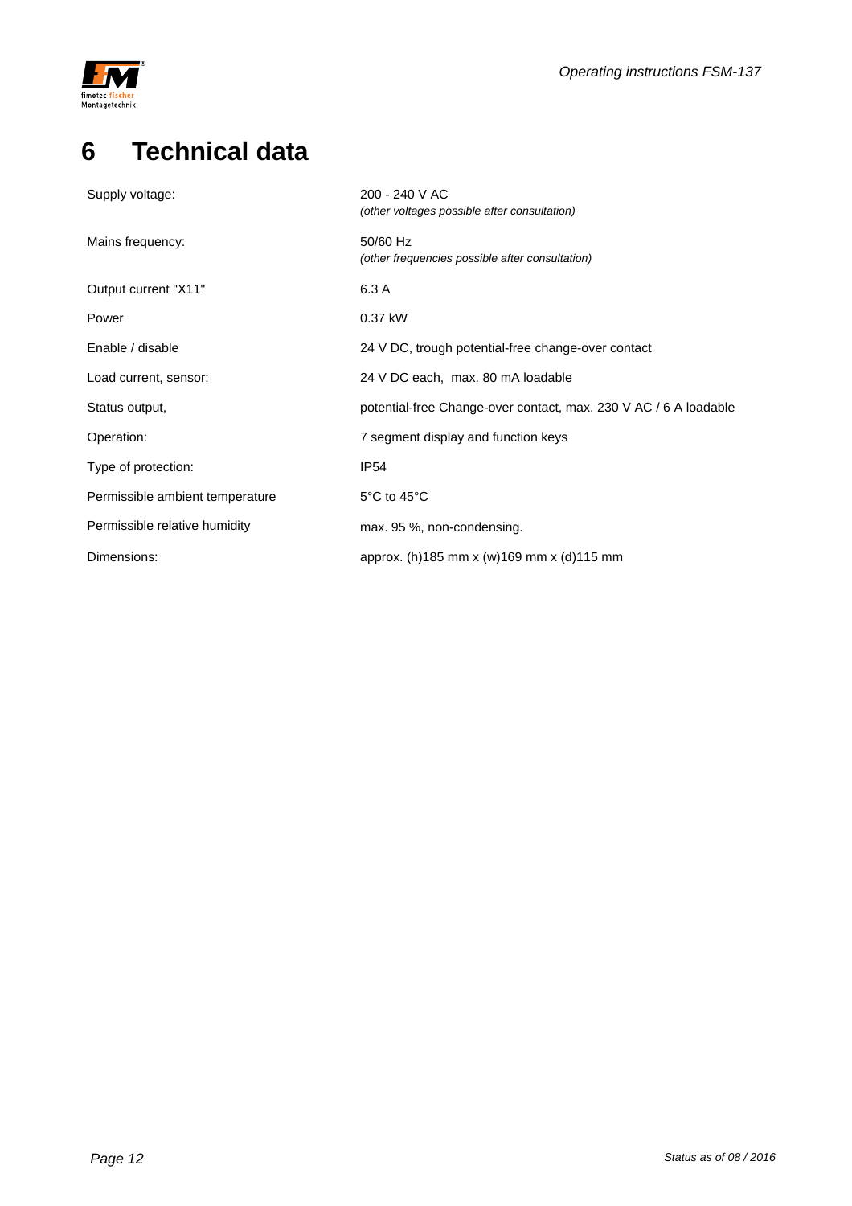# 6 Technical data

| | |
|---|---|
| Supply voltage: | 200 - 240 V AC<br>*(other voltages possible after consultation)* |
| Mains frequency: | 50/60 Hz<br>*(other frequencies possible after consultation)* |
| Output current "X11" | 6.3 A |
| Power | 0.37 kW |
| Enable / disable | 24 V DC, trough potential-free change-over contact |
| Load current, sensor: | 24 V DC each, max. 80 mA loadable |
| Status output, | potential-free Change-over contact, max. 230 V AC / 6 A loadable |
| Operation: | 7 segment display and function keys |
| Type of protection: | IP54 |
| Permissible ambient temperature | 5°C to 45°C |
| Permissible relative humidity | max. 95 %, non-condensing. |
| Dimensions: | approx. (h)185 mm x (w)169 mm x (d)115 mm |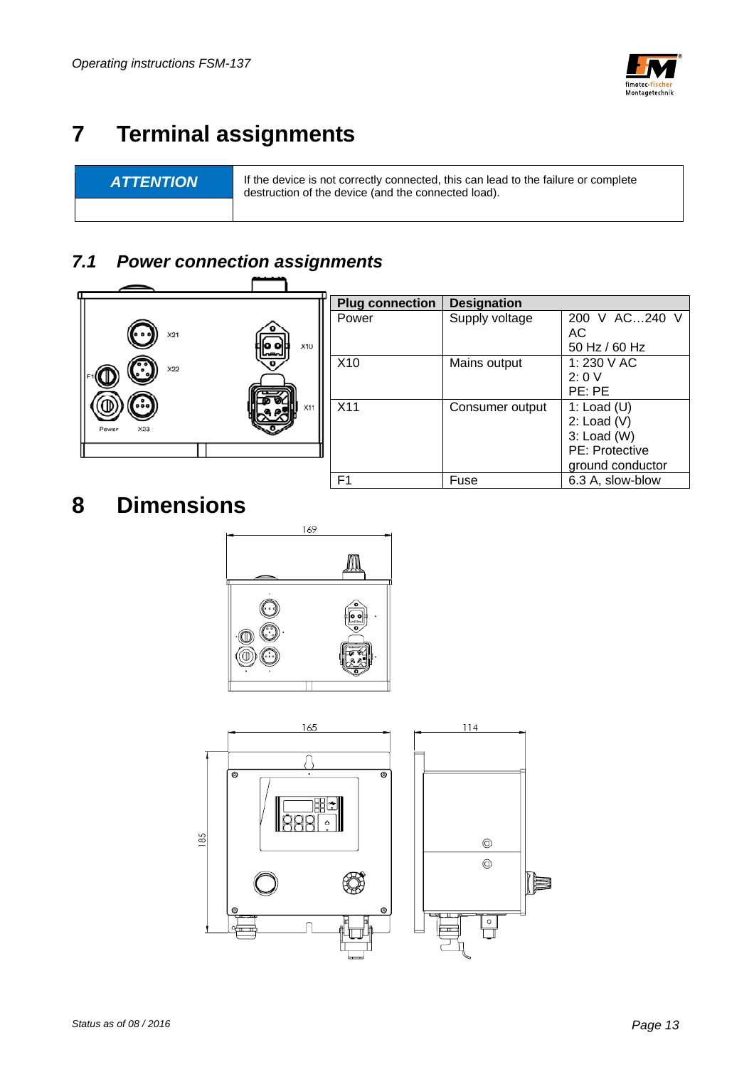# 7 Terminal assignments

| ATTENTION | If the device is not correctly connected, this can lead to the failure or complete destruction of the device (and the connected load). |
|---|---|

## 7.1 Power connection assignments

| Plug connection | Designation | |
|---|---|---|
| Power | Supply voltage | 200 V AC…240 V AC<br>50 Hz / 60 Hz |
| X10 | Mains output | 1: 230 V AC<br>2: 0 V<br>PE: PE |
| X11 | Consumer output | 1: Load (U)<br>2: Load (V)<br>3: Load (W)<br>PE: Protective ground conductor |
| F1 | Fuse | 6.3 A, slow-blow |

# 8 Dimensions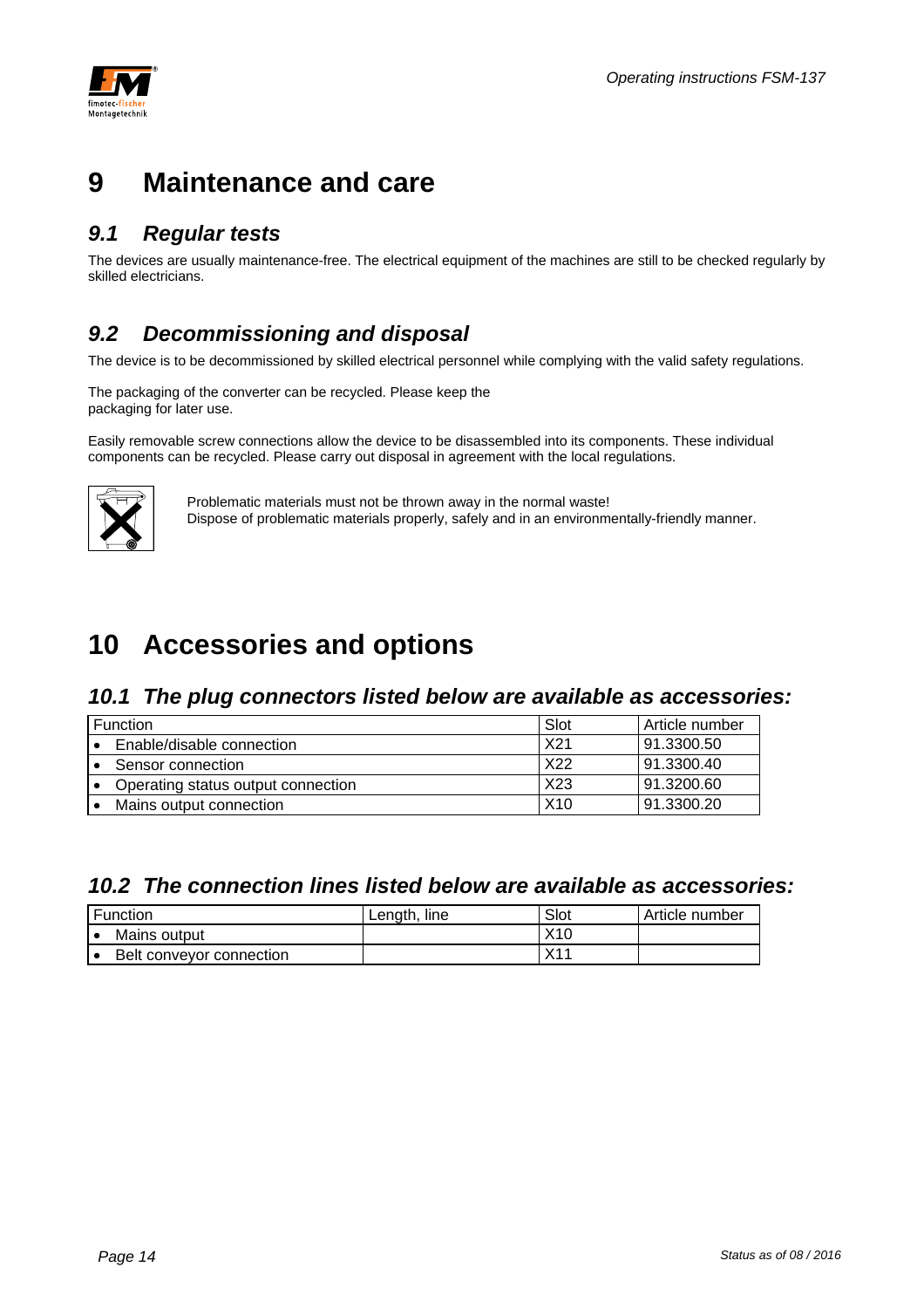# 9 Maintenance and care

## 9.1 *Regular tests*

The devices are usually maintenance-free. The electrical equipment of the machines are still to be checked regularly by skilled electricians.

## 9.2 *Decommissioning and disposal*

The device is to be decommissioned by skilled electrical personnel while complying with the valid safety regulations.

The packaging of the converter can be recycled. Please keep the packaging for later use.

Easily removable screw connections allow the device to be disassembled into its components. These individual components can be recycled. Please carry out disposal in agreement with the local regulations.

Problematic materials must not be thrown away in the normal waste!
Dispose of problematic materials properly, safely and in an environmentally-friendly manner.

# 10 Accessories and options

## 10.1 *The plug connectors listed below are available as accessories:*

| Function | Slot | Article number |
|---|---|---|
| • Enable/disable connection | X21 | 91.3300.50 |
| • Sensor connection | X22 | 91.3300.40 |
| • Operating status output connection | X23 | 91.3200.60 |
| • Mains output connection | X10 | 91.3300.20 |

## 10.2 *The connection lines listed below are available as accessories:*

| Function | Length, line | Slot | Article number |
|---|---|---|---|
| • Mains output | | X10 | |
| • Belt conveyor connection | | X11 | |